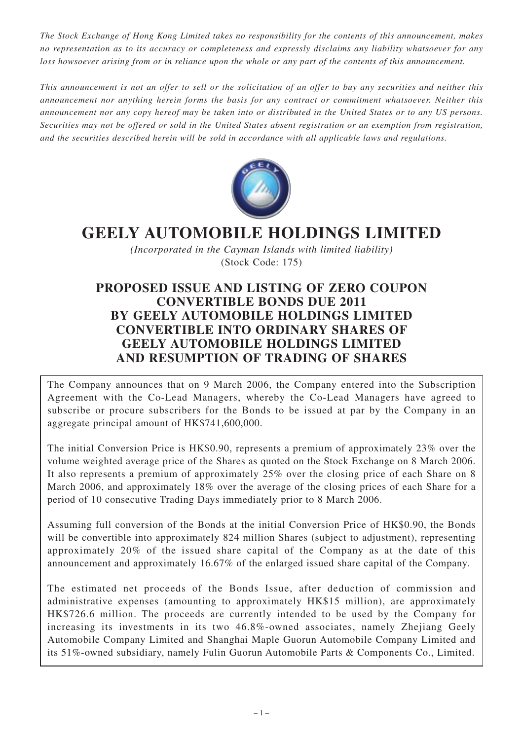*The Stock Exchange of Hong Kong Limited takes no responsibility for the contents of this announcement, makes no representation as to its accuracy or completeness and expressly disclaims any liability whatsoever for any loss howsoever arising from or in reliance upon the whole or any part of the contents of this announcement.*

*This announcement is not an offer to sell or the solicitation of an offer to buy any securities and neither this announcement nor anything herein forms the basis for any contract or commitment whatsoever. Neither this announcement nor any copy hereof may be taken into or distributed in the United States or to any US persons. Securities may not be offered or sold in the United States absent registration or an exemption from registration, and the securities described herein will be sold in accordance with all applicable laws and regulations.*

# GEELY AUTOMOBILE HOLDINGS LIMITED

*(Incorporated in the Cayman Islands with limited liability)*
(Stock Code: 175)

## PROPOSED ISSUE AND LISTING OF ZERO COUPON CONVERTIBLE BONDS DUE 2011 BY GEELY AUTOMOBILE HOLDINGS LIMITED CONVERTIBLE INTO ORDINARY SHARES OF GEELY AUTOMOBILE HOLDINGS LIMITED AND RESUMPTION OF TRADING OF SHARES

The Company announces that on 9 March 2006, the Company entered into the Subscription Agreement with the Co-Lead Managers, whereby the Co-Lead Managers have agreed to subscribe or procure subscribers for the Bonds to be issued at par by the Company in an aggregate principal amount of HK$741,600,000.

The initial Conversion Price is HK$0.90, represents a premium of approximately 23% over the volume weighted average price of the Shares as quoted on the Stock Exchange on 8 March 2006. It also represents a premium of approximately 25% over the closing price of each Share on 8 March 2006, and approximately 18% over the average of the closing prices of each Share for a period of 10 consecutive Trading Days immediately prior to 8 March 2006.

Assuming full conversion of the Bonds at the initial Conversion Price of HK$0.90, the Bonds will be convertible into approximately 824 million Shares (subject to adjustment), representing approximately 20% of the issued share capital of the Company as at the date of this announcement and approximately 16.67% of the enlarged issued share capital of the Company.

The estimated net proceeds of the Bonds Issue, after deduction of commission and administrative expenses (amounting to approximately HK$15 million), are approximately HK$726.6 million. The proceeds are currently intended to be used by the Company for increasing its investments in its two 46.8%-owned associates, namely Zhejiang Geely Automobile Company Limited and Shanghai Maple Guorun Automobile Company Limited and its 51%-owned subsidiary, namely Fulin Guorun Automobile Parts & Components Co., Limited.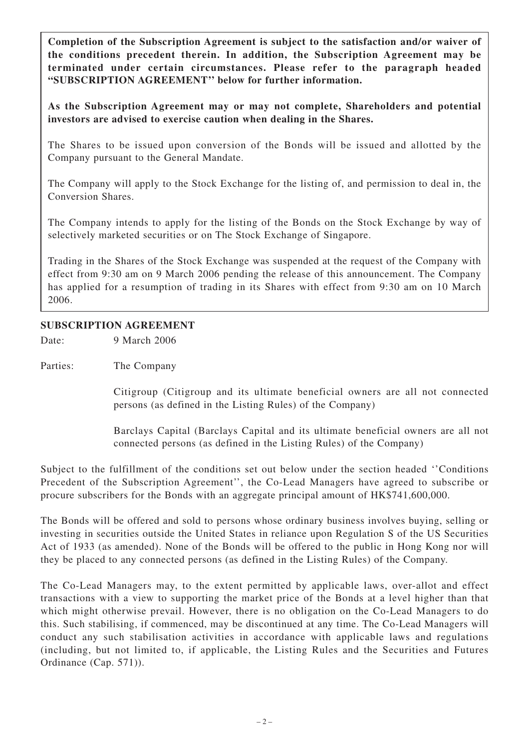**Completion of the Subscription Agreement is subject to the satisfaction and/or waiver of the conditions precedent therein. In addition, the Subscription Agreement may be terminated under certain circumstances. Please refer to the paragraph headed "SUBSCRIPTION AGREEMENT" below for further information.**

**As the Subscription Agreement may or may not complete, Shareholders and potential investors are advised to exercise caution when dealing in the Shares.**

The Shares to be issued upon conversion of the Bonds will be issued and allotted by the Company pursuant to the General Mandate.

The Company will apply to the Stock Exchange for the listing of, and permission to deal in, the Conversion Shares.

The Company intends to apply for the listing of the Bonds on the Stock Exchange by way of selectively marketed securities or on The Stock Exchange of Singapore.

Trading in the Shares of the Stock Exchange was suspended at the request of the Company with effect from 9:30 am on 9 March 2006 pending the release of this announcement. The Company has applied for a resumption of trading in its Shares with effect from 9:30 am on 10 March 2006.

## SUBSCRIPTION AGREEMENT

Date: 9 March 2006

Parties: The Company

Citigroup (Citigroup and its ultimate beneficial owners are all not connected persons (as defined in the Listing Rules) of the Company)

Barclays Capital (Barclays Capital and its ultimate beneficial owners are all not connected persons (as defined in the Listing Rules) of the Company)

Subject to the fulfillment of the conditions set out below under the section headed ''Conditions Precedent of the Subscription Agreement'', the Co-Lead Managers have agreed to subscribe or procure subscribers for the Bonds with an aggregate principal amount of HK$741,600,000.

The Bonds will be offered and sold to persons whose ordinary business involves buying, selling or investing in securities outside the United States in reliance upon Regulation S of the US Securities Act of 1933 (as amended). None of the Bonds will be offered to the public in Hong Kong nor will they be placed to any connected persons (as defined in the Listing Rules) of the Company.

The Co-Lead Managers may, to the extent permitted by applicable laws, over-allot and effect transactions with a view to supporting the market price of the Bonds at a level higher than that which might otherwise prevail. However, there is no obligation on the Co-Lead Managers to do this. Such stabilising, if commenced, may be discontinued at any time. The Co-Lead Managers will conduct any such stabilisation activities in accordance with applicable laws and regulations (including, but not limited to, if applicable, the Listing Rules and the Securities and Futures Ordinance (Cap. 571)).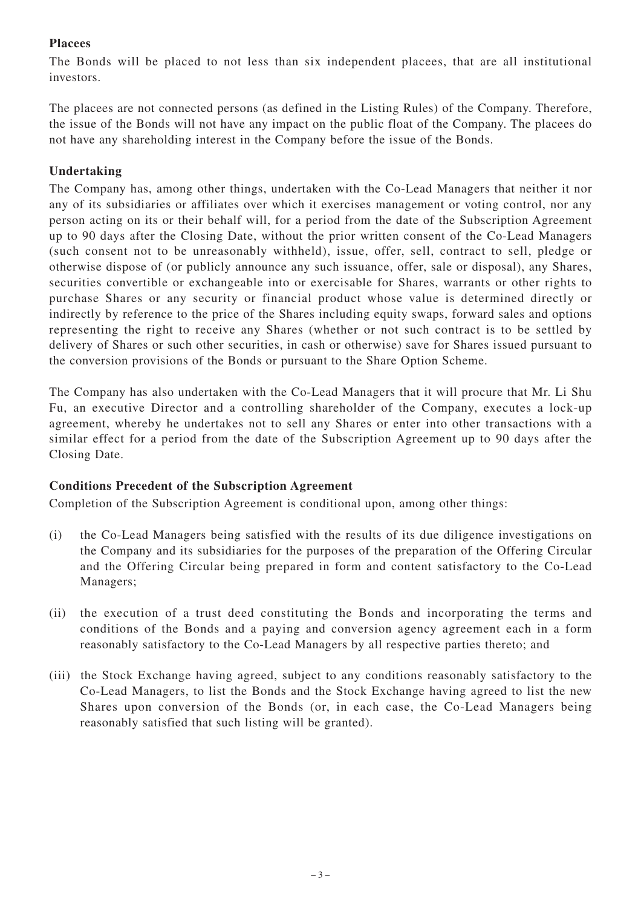**Placees**

The Bonds will be placed to not less than six independent placees, that are all institutional investors.

The placees are not connected persons (as defined in the Listing Rules) of the Company. Therefore, the issue of the Bonds will not have any impact on the public float of the Company. The placees do not have any shareholding interest in the Company before the issue of the Bonds.

**Undertaking**

The Company has, among other things, undertaken with the Co-Lead Managers that neither it nor any of its subsidiaries or affiliates over which it exercises management or voting control, nor any person acting on its or their behalf will, for a period from the date of the Subscription Agreement up to 90 days after the Closing Date, without the prior written consent of the Co-Lead Managers (such consent not to be unreasonably withheld), issue, offer, sell, contract to sell, pledge or otherwise dispose of (or publicly announce any such issuance, offer, sale or disposal), any Shares, securities convertible or exchangeable into or exercisable for Shares, warrants or other rights to purchase Shares or any security or financial product whose value is determined directly or indirectly by reference to the price of the Shares including equity swaps, forward sales and options representing the right to receive any Shares (whether or not such contract is to be settled by delivery of Shares or such other securities, in cash or otherwise) save for Shares issued pursuant to the conversion provisions of the Bonds or pursuant to the Share Option Scheme.

The Company has also undertaken with the Co-Lead Managers that it will procure that Mr. Li Shu Fu, an executive Director and a controlling shareholder of the Company, executes a lock-up agreement, whereby he undertakes not to sell any Shares or enter into other transactions with a similar effect for a period from the date of the Subscription Agreement up to 90 days after the Closing Date.

**Conditions Precedent of the Subscription Agreement**

Completion of the Subscription Agreement is conditional upon, among other things:

(i) the Co-Lead Managers being satisfied with the results of its due diligence investigations on the Company and its subsidiaries for the purposes of the preparation of the Offering Circular and the Offering Circular being prepared in form and content satisfactory to the Co-Lead Managers;

(ii) the execution of a trust deed constituting the Bonds and incorporating the terms and conditions of the Bonds and a paying and conversion agency agreement each in a form reasonably satisfactory to the Co-Lead Managers by all respective parties thereto; and

(iii) the Stock Exchange having agreed, subject to any conditions reasonably satisfactory to the Co-Lead Managers, to list the Bonds and the Stock Exchange having agreed to list the new Shares upon conversion of the Bonds (or, in each case, the Co-Lead Managers being reasonably satisfied that such listing will be granted).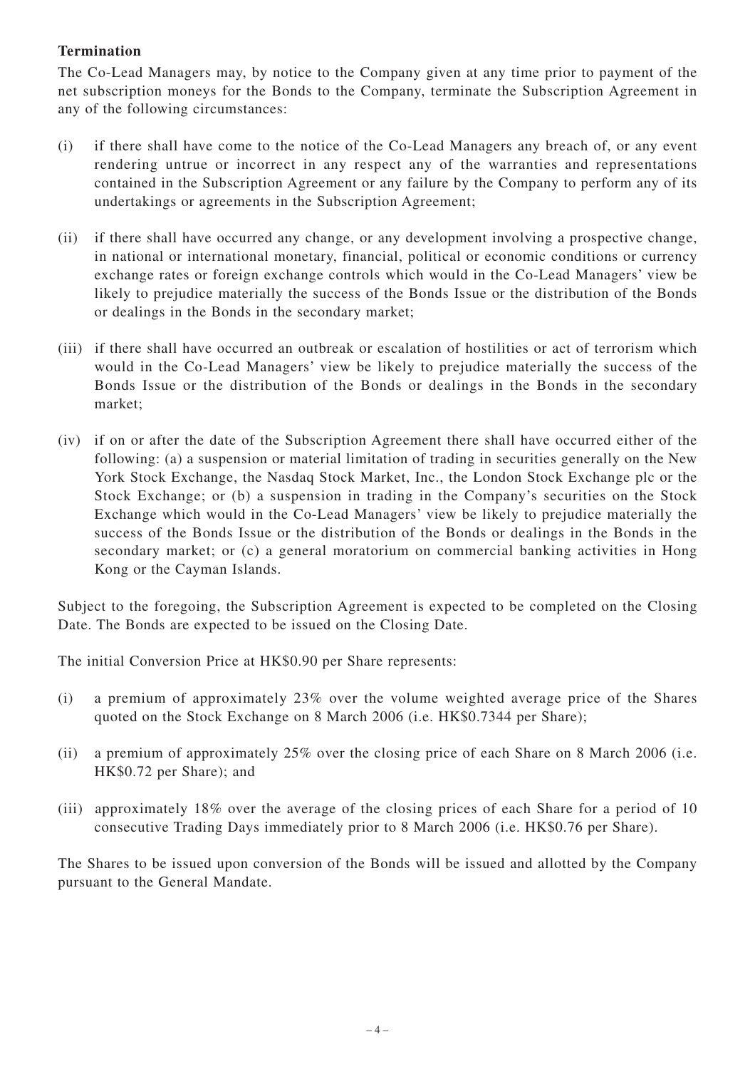**Termination**

The Co-Lead Managers may, by notice to the Company given at any time prior to payment of the net subscription moneys for the Bonds to the Company, terminate the Subscription Agreement in any of the following circumstances:

(i) if there shall have come to the notice of the Co-Lead Managers any breach of, or any event rendering untrue or incorrect in any respect any of the warranties and representations contained in the Subscription Agreement or any failure by the Company to perform any of its undertakings or agreements in the Subscription Agreement;

(ii) if there shall have occurred any change, or any development involving a prospective change, in national or international monetary, financial, political or economic conditions or currency exchange rates or foreign exchange controls which would in the Co-Lead Managers' view be likely to prejudice materially the success of the Bonds Issue or the distribution of the Bonds or dealings in the Bonds in the secondary market;

(iii) if there shall have occurred an outbreak or escalation of hostilities or act of terrorism which would in the Co-Lead Managers' view be likely to prejudice materially the success of the Bonds Issue or the distribution of the Bonds or dealings in the Bonds in the secondary market;

(iv) if on or after the date of the Subscription Agreement there shall have occurred either of the following: (a) a suspension or material limitation of trading in securities generally on the New York Stock Exchange, the Nasdaq Stock Market, Inc., the London Stock Exchange plc or the Stock Exchange; or (b) a suspension in trading in the Company's securities on the Stock Exchange which would in the Co-Lead Managers' view be likely to prejudice materially the success of the Bonds Issue or the distribution of the Bonds or dealings in the Bonds in the secondary market; or (c) a general moratorium on commercial banking activities in Hong Kong or the Cayman Islands.

Subject to the foregoing, the Subscription Agreement is expected to be completed on the Closing Date. The Bonds are expected to be issued on the Closing Date.

The initial Conversion Price at HK$0.90 per Share represents:

(i) a premium of approximately 23% over the volume weighted average price of the Shares quoted on the Stock Exchange on 8 March 2006 (i.e. HK$0.7344 per Share);

(ii) a premium of approximately 25% over the closing price of each Share on 8 March 2006 (i.e. HK$0.72 per Share); and

(iii) approximately 18% over the average of the closing prices of each Share for a period of 10 consecutive Trading Days immediately prior to 8 March 2006 (i.e. HK$0.76 per Share).

The Shares to be issued upon conversion of the Bonds will be issued and allotted by the Company pursuant to the General Mandate.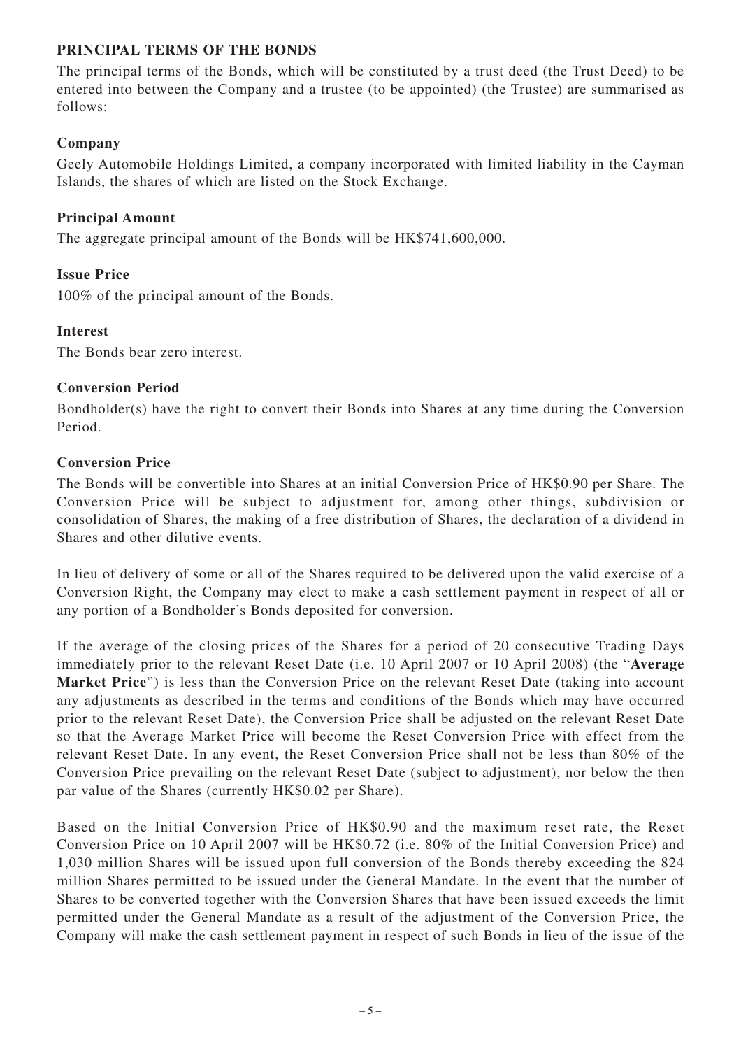## PRINCIPAL TERMS OF THE BONDS

The principal terms of the Bonds, which will be constituted by a trust deed (the Trust Deed) to be entered into between the Company and a trustee (to be appointed) (the Trustee) are summarised as follows:

### Company

Geely Automobile Holdings Limited, a company incorporated with limited liability in the Cayman Islands, the shares of which are listed on the Stock Exchange.

### Principal Amount

The aggregate principal amount of the Bonds will be HK$741,600,000.

### Issue Price

100% of the principal amount of the Bonds.

### Interest

The Bonds bear zero interest.

### Conversion Period

Bondholder(s) have the right to convert their Bonds into Shares at any time during the Conversion Period.

### Conversion Price

The Bonds will be convertible into Shares at an initial Conversion Price of HK$0.90 per Share. The Conversion Price will be subject to adjustment for, among other things, subdivision or consolidation of Shares, the making of a free distribution of Shares, the declaration of a dividend in Shares and other dilutive events.

In lieu of delivery of some or all of the Shares required to be delivered upon the valid exercise of a Conversion Right, the Company may elect to make a cash settlement payment in respect of all or any portion of a Bondholder's Bonds deposited for conversion.

If the average of the closing prices of the Shares for a period of 20 consecutive Trading Days immediately prior to the relevant Reset Date (i.e. 10 April 2007 or 10 April 2008) (the "**Average Market Price**") is less than the Conversion Price on the relevant Reset Date (taking into account any adjustments as described in the terms and conditions of the Bonds which may have occurred prior to the relevant Reset Date), the Conversion Price shall be adjusted on the relevant Reset Date so that the Average Market Price will become the Reset Conversion Price with effect from the relevant Reset Date. In any event, the Reset Conversion Price shall not be less than 80% of the Conversion Price prevailing on the relevant Reset Date (subject to adjustment), nor below the then par value of the Shares (currently HK$0.02 per Share).

Based on the Initial Conversion Price of HK$0.90 and the maximum reset rate, the Reset Conversion Price on 10 April 2007 will be HK$0.72 (i.e. 80% of the Initial Conversion Price) and 1,030 million Shares will be issued upon full conversion of the Bonds thereby exceeding the 824 million Shares permitted to be issued under the General Mandate. In the event that the number of Shares to be converted together with the Conversion Shares that have been issued exceeds the limit permitted under the General Mandate as a result of the adjustment of the Conversion Price, the Company will make the cash settlement payment in respect of such Bonds in lieu of the issue of the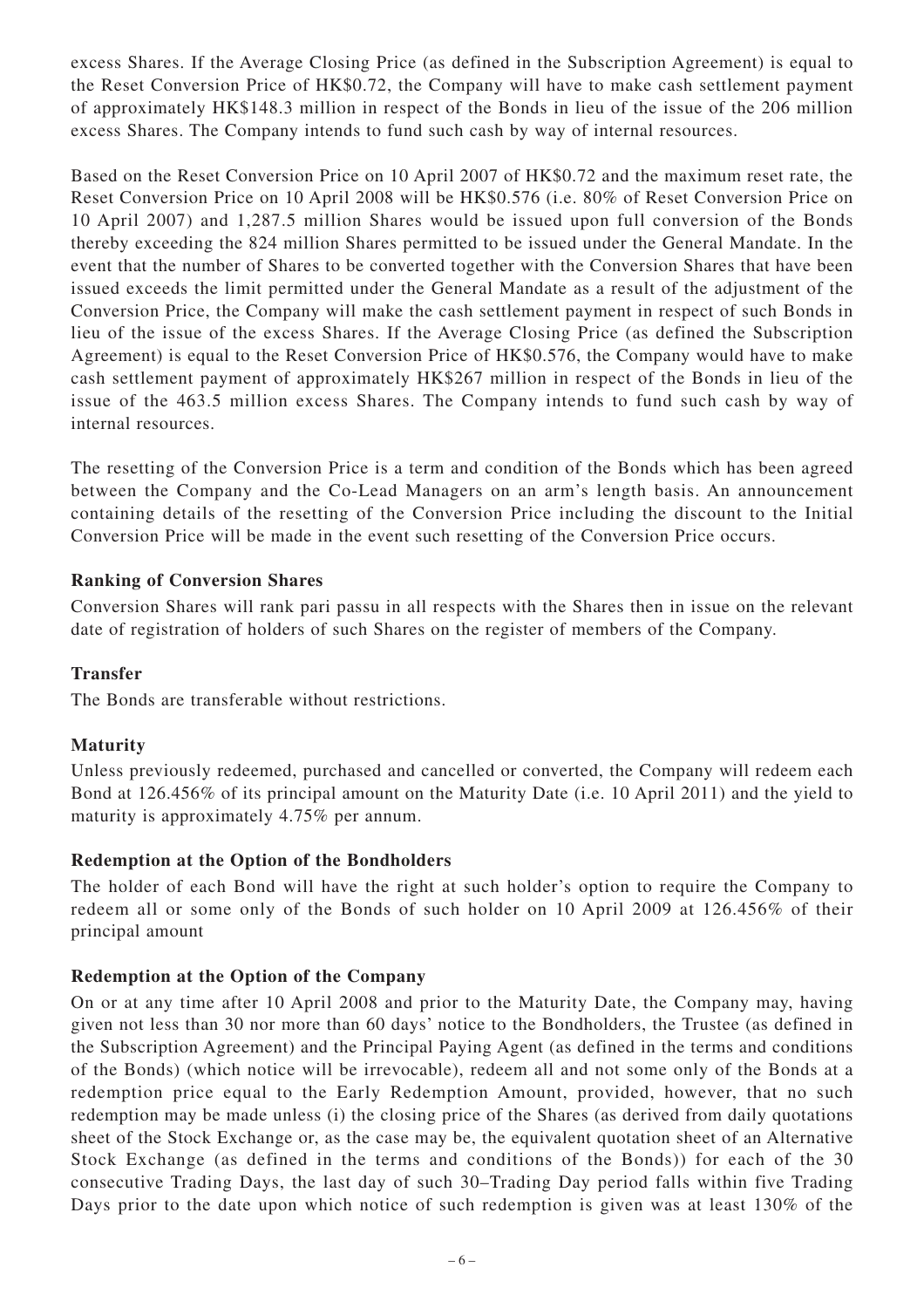excess Shares. If the Average Closing Price (as defined in the Subscription Agreement) is equal to the Reset Conversion Price of HK$0.72, the Company will have to make cash settlement payment of approximately HK$148.3 million in respect of the Bonds in lieu of the issue of the 206 million excess Shares. The Company intends to fund such cash by way of internal resources.

Based on the Reset Conversion Price on 10 April 2007 of HK$0.72 and the maximum reset rate, the Reset Conversion Price on 10 April 2008 will be HK$0.576 (i.e. 80% of Reset Conversion Price on 10 April 2007) and 1,287.5 million Shares would be issued upon full conversion of the Bonds thereby exceeding the 824 million Shares permitted to be issued under the General Mandate. In the event that the number of Shares to be converted together with the Conversion Shares that have been issued exceeds the limit permitted under the General Mandate as a result of the adjustment of the Conversion Price, the Company will make the cash settlement payment in respect of such Bonds in lieu of the issue of the excess Shares. If the Average Closing Price (as defined the Subscription Agreement) is equal to the Reset Conversion Price of HK$0.576, the Company would have to make cash settlement payment of approximately HK$267 million in respect of the Bonds in lieu of the issue of the 463.5 million excess Shares. The Company intends to fund such cash by way of internal resources.

The resetting of the Conversion Price is a term and condition of the Bonds which has been agreed between the Company and the Co-Lead Managers on an arm's length basis. An announcement containing details of the resetting of the Conversion Price including the discount to the Initial Conversion Price will be made in the event such resetting of the Conversion Price occurs.

**Ranking of Conversion Shares**

Conversion Shares will rank pari passu in all respects with the Shares then in issue on the relevant date of registration of holders of such Shares on the register of members of the Company.

**Transfer**

The Bonds are transferable without restrictions.

**Maturity**

Unless previously redeemed, purchased and cancelled or converted, the Company will redeem each Bond at 126.456% of its principal amount on the Maturity Date (i.e. 10 April 2011) and the yield to maturity is approximately 4.75% per annum.

**Redemption at the Option of the Bondholders**

The holder of each Bond will have the right at such holder's option to require the Company to redeem all or some only of the Bonds of such holder on 10 April 2009 at 126.456% of their principal amount

**Redemption at the Option of the Company**

On or at any time after 10 April 2008 and prior to the Maturity Date, the Company may, having given not less than 30 nor more than 60 days' notice to the Bondholders, the Trustee (as defined in the Subscription Agreement) and the Principal Paying Agent (as defined in the terms and conditions of the Bonds) (which notice will be irrevocable), redeem all and not some only of the Bonds at a redemption price equal to the Early Redemption Amount, provided, however, that no such redemption may be made unless (i) the closing price of the Shares (as derived from daily quotations sheet of the Stock Exchange or, as the case may be, the equivalent quotation sheet of an Alternative Stock Exchange (as defined in the terms and conditions of the Bonds)) for each of the 30 consecutive Trading Days, the last day of such 30–Trading Day period falls within five Trading Days prior to the date upon which notice of such redemption is given was at least 130% of the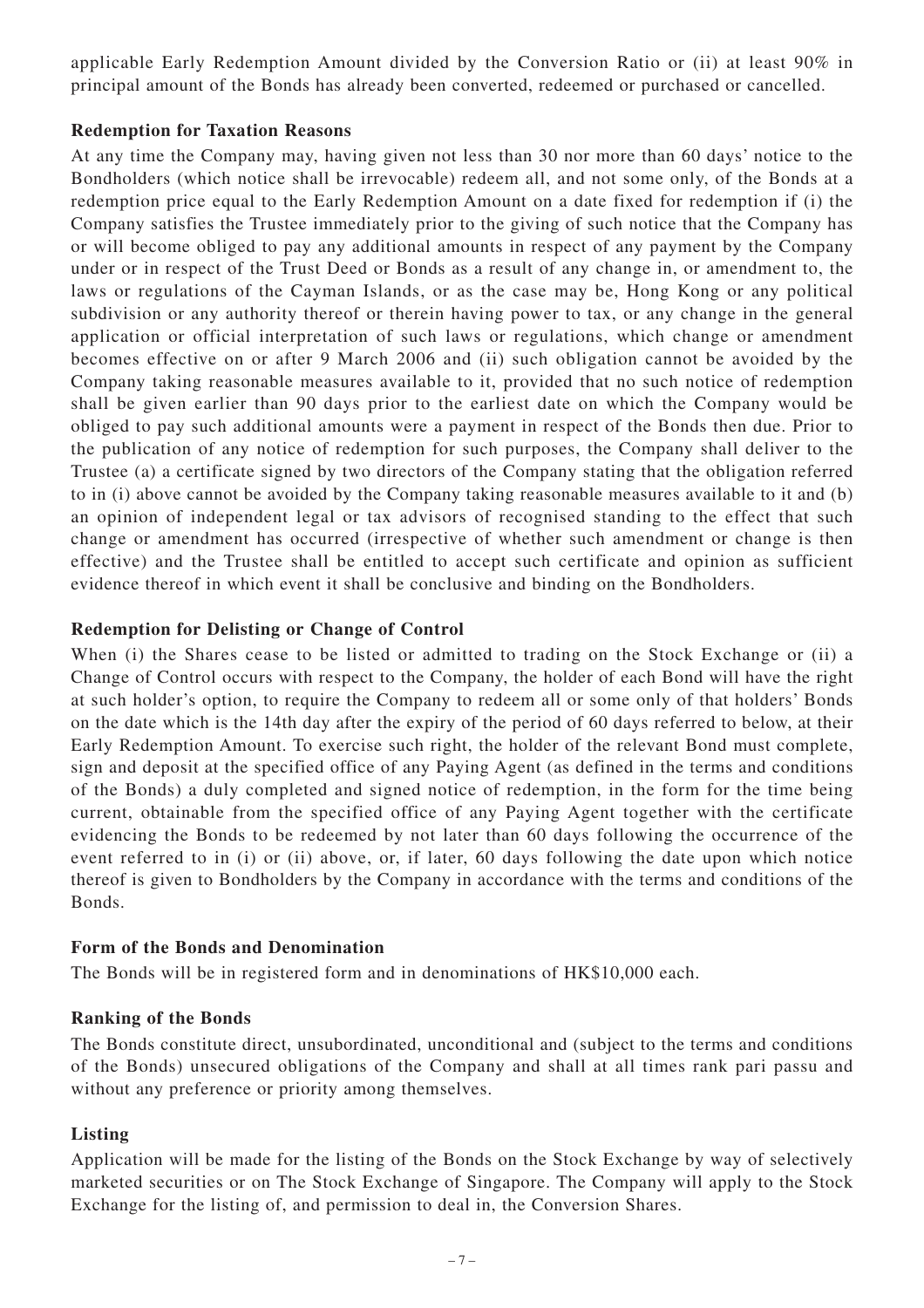applicable Early Redemption Amount divided by the Conversion Ratio or (ii) at least 90% in principal amount of the Bonds has already been converted, redeemed or purchased or cancelled.

**Redemption for Taxation Reasons**

At any time the Company may, having given not less than 30 nor more than 60 days' notice to the Bondholders (which notice shall be irrevocable) redeem all, and not some only, of the Bonds at a redemption price equal to the Early Redemption Amount on a date fixed for redemption if (i) the Company satisfies the Trustee immediately prior to the giving of such notice that the Company has or will become obliged to pay any additional amounts in respect of any payment by the Company under or in respect of the Trust Deed or Bonds as a result of any change in, or amendment to, the laws or regulations of the Cayman Islands, or as the case may be, Hong Kong or any political subdivision or any authority thereof or therein having power to tax, or any change in the general application or official interpretation of such laws or regulations, which change or amendment becomes effective on or after 9 March 2006 and (ii) such obligation cannot be avoided by the Company taking reasonable measures available to it, provided that no such notice of redemption shall be given earlier than 90 days prior to the earliest date on which the Company would be obliged to pay such additional amounts were a payment in respect of the Bonds then due. Prior to the publication of any notice of redemption for such purposes, the Company shall deliver to the Trustee (a) a certificate signed by two directors of the Company stating that the obligation referred to in (i) above cannot be avoided by the Company taking reasonable measures available to it and (b) an opinion of independent legal or tax advisors of recognised standing to the effect that such change or amendment has occurred (irrespective of whether such amendment or change is then effective) and the Trustee shall be entitled to accept such certificate and opinion as sufficient evidence thereof in which event it shall be conclusive and binding on the Bondholders.

**Redemption for Delisting or Change of Control**

When (i) the Shares cease to be listed or admitted to trading on the Stock Exchange or (ii) a Change of Control occurs with respect to the Company, the holder of each Bond will have the right at such holder's option, to require the Company to redeem all or some only of that holders' Bonds on the date which is the 14th day after the expiry of the period of 60 days referred to below, at their Early Redemption Amount. To exercise such right, the holder of the relevant Bond must complete, sign and deposit at the specified office of any Paying Agent (as defined in the terms and conditions of the Bonds) a duly completed and signed notice of redemption, in the form for the time being current, obtainable from the specified office of any Paying Agent together with the certificate evidencing the Bonds to be redeemed by not later than 60 days following the occurrence of the event referred to in (i) or (ii) above, or, if later, 60 days following the date upon which notice thereof is given to Bondholders by the Company in accordance with the terms and conditions of the Bonds.

**Form of the Bonds and Denomination**

The Bonds will be in registered form and in denominations of HK$10,000 each.

**Ranking of the Bonds**

The Bonds constitute direct, unsubordinated, unconditional and (subject to the terms and conditions of the Bonds) unsecured obligations of the Company and shall at all times rank pari passu and without any preference or priority among themselves.

**Listing**

Application will be made for the listing of the Bonds on the Stock Exchange by way of selectively marketed securities or on The Stock Exchange of Singapore. The Company will apply to the Stock Exchange for the listing of, and permission to deal in, the Conversion Shares.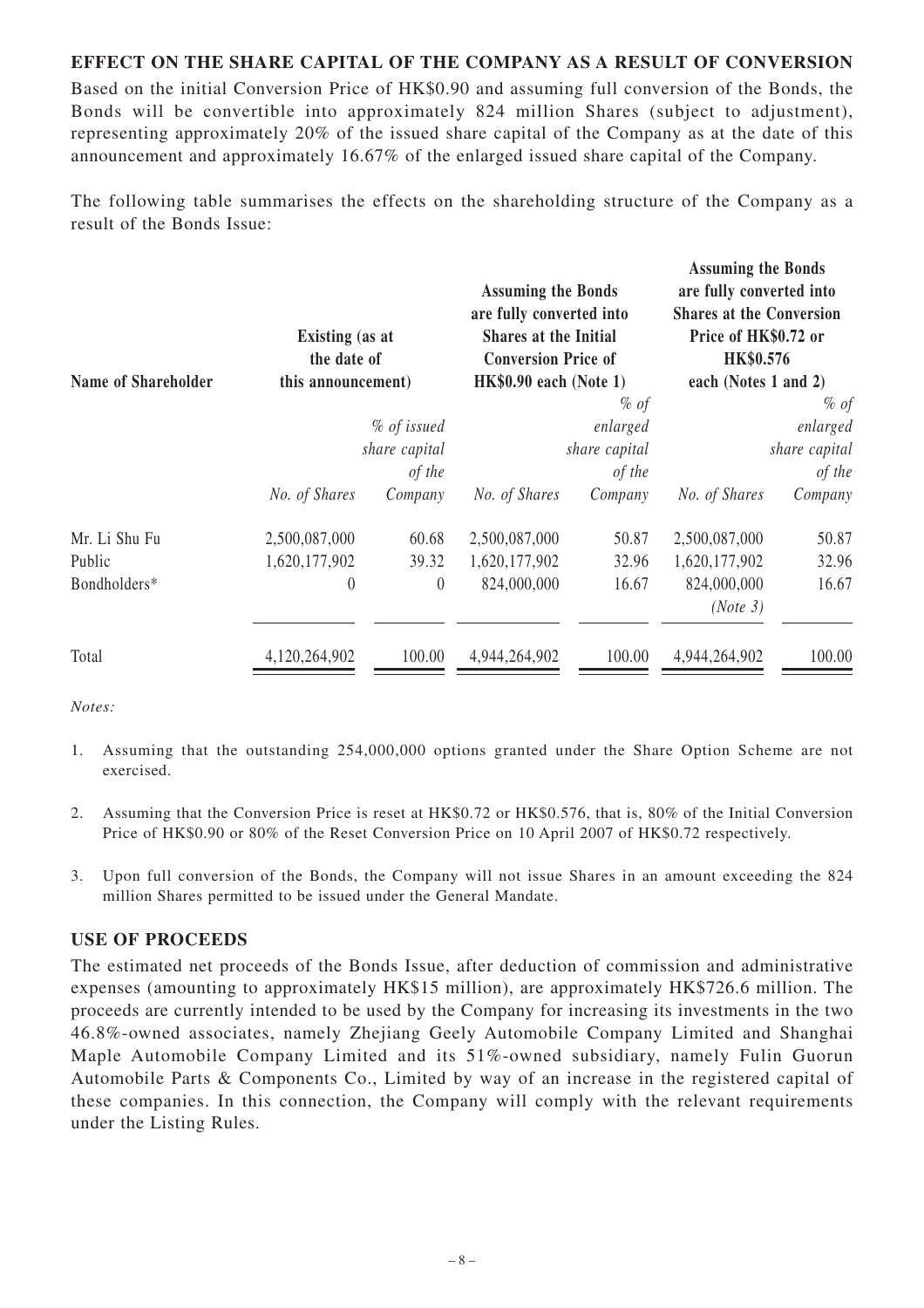## EFFECT ON THE SHARE CAPITAL OF THE COMPANY AS A RESULT OF CONVERSION

Based on the initial Conversion Price of HK$0.90 and assuming full conversion of the Bonds, the Bonds will be convertible into approximately 824 million Shares (subject to adjustment), representing approximately 20% of the issued share capital of the Company as at the date of this announcement and approximately 16.67% of the enlarged issued share capital of the Company.

The following table summarises the effects on the shareholding structure of the Company as a result of the Bonds Issue:

| Name of Shareholder | Existing (as at the date of this announcement) | | Assuming the Bonds are fully converted into Shares at the Initial Conversion Price of HK$0.90 each (Note 1) | | Assuming the Bonds are fully converted into Shares at the Conversion Price of HK$0.72 or HK$0.576 each (Notes 1 and 2) | |
|---|---|---|---|---|---|---|
| | *No. of Shares* | *% of issued share capital of the Company* | *No. of Shares* | *% of enlarged share capital of the Company* | *No. of Shares* | *% of enlarged share capital of the Company* |
| Mr. Li Shu Fu | 2,500,087,000 | 60.68 | 2,500,087,000 | 50.87 | 2,500,087,000 | 50.87 |
| Public | 1,620,177,902 | 39.32 | 1,620,177,902 | 32.96 | 1,620,177,902 | 32.96 |
| Bondholders* | 0 | 0 | 824,000,000 | 16.67 | 824,000,000 *(Note 3)* | 16.67 |
| Total | 4,120,264,902 | 100.00 | 4,944,264,902 | 100.00 | 4,944,264,902 | 100.00 |

*Notes:*

1. Assuming that the outstanding 254,000,000 options granted under the Share Option Scheme are not exercised.

2. Assuming that the Conversion Price is reset at HK$0.72 or HK$0.576, that is, 80% of the Initial Conversion Price of HK$0.90 or 80% of the Reset Conversion Price on 10 April 2007 of HK$0.72 respectively.

3. Upon full conversion of the Bonds, the Company will not issue Shares in an amount exceeding the 824 million Shares permitted to be issued under the General Mandate.

## USE OF PROCEEDS

The estimated net proceeds of the Bonds Issue, after deduction of commission and administrative expenses (amounting to approximately HK$15 million), are approximately HK$726.6 million. The proceeds are currently intended to be used by the Company for increasing its investments in the two 46.8%-owned associates, namely Zhejiang Geely Automobile Company Limited and Shanghai Maple Automobile Company Limited and its 51%-owned subsidiary, namely Fulin Guorun Automobile Parts & Components Co., Limited by way of an increase in the registered capital of these companies. In this connection, the Company will comply with the relevant requirements under the Listing Rules.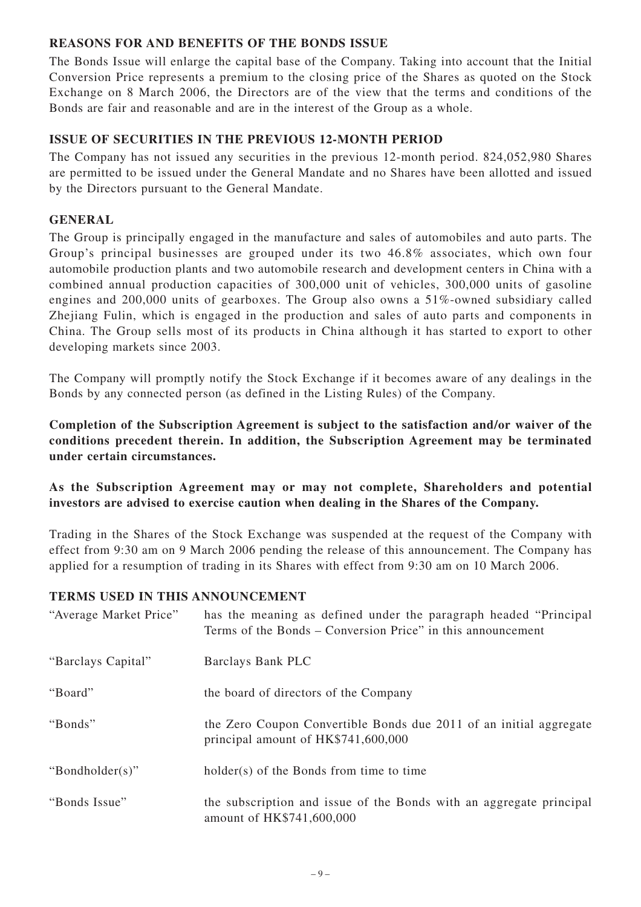## REASONS FOR AND BENEFITS OF THE BONDS ISSUE

The Bonds Issue will enlarge the capital base of the Company. Taking into account that the Initial Conversion Price represents a premium to the closing price of the Shares as quoted on the Stock Exchange on 8 March 2006, the Directors are of the view that the terms and conditions of the Bonds are fair and reasonable and are in the interest of the Group as a whole.

## ISSUE OF SECURITIES IN THE PREVIOUS 12-MONTH PERIOD

The Company has not issued any securities in the previous 12-month period. 824,052,980 Shares are permitted to be issued under the General Mandate and no Shares have been allotted and issued by the Directors pursuant to the General Mandate.

## GENERAL

The Group is principally engaged in the manufacture and sales of automobiles and auto parts. The Group's principal businesses are grouped under its two 46.8% associates, which own four automobile production plants and two automobile research and development centers in China with a combined annual production capacities of 300,000 unit of vehicles, 300,000 units of gasoline engines and 200,000 units of gearboxes. The Group also owns a 51%-owned subsidiary called Zhejiang Fulin, which is engaged in the production and sales of auto parts and components in China. The Group sells most of its products in China although it has started to export to other developing markets since 2003.

The Company will promptly notify the Stock Exchange if it becomes aware of any dealings in the Bonds by any connected person (as defined in the Listing Rules) of the Company.

**Completion of the Subscription Agreement is subject to the satisfaction and/or waiver of the conditions precedent therein. In addition, the Subscription Agreement may be terminated under certain circumstances.**

**As the Subscription Agreement may or may not complete, Shareholders and potential investors are advised to exercise caution when dealing in the Shares of the Company.**

Trading in the Shares of the Stock Exchange was suspended at the request of the Company with effect from 9:30 am on 9 March 2006 pending the release of this announcement. The Company has applied for a resumption of trading in its Shares with effect from 9:30 am on 10 March 2006.

## TERMS USED IN THIS ANNOUNCEMENT

| | |
|---|---|
| "Average Market Price" | has the meaning as defined under the paragraph headed "Principal Terms of the Bonds – Conversion Price" in this announcement |
| "Barclays Capital" | Barclays Bank PLC |
| "Board" | the board of directors of the Company |
| "Bonds" | the Zero Coupon Convertible Bonds due 2011 of an initial aggregate principal amount of HK$741,600,000 |
| "Bondholder(s)" | holder(s) of the Bonds from time to time |
| "Bonds Issue" | the subscription and issue of the Bonds with an aggregate principal amount of HK$741,600,000 |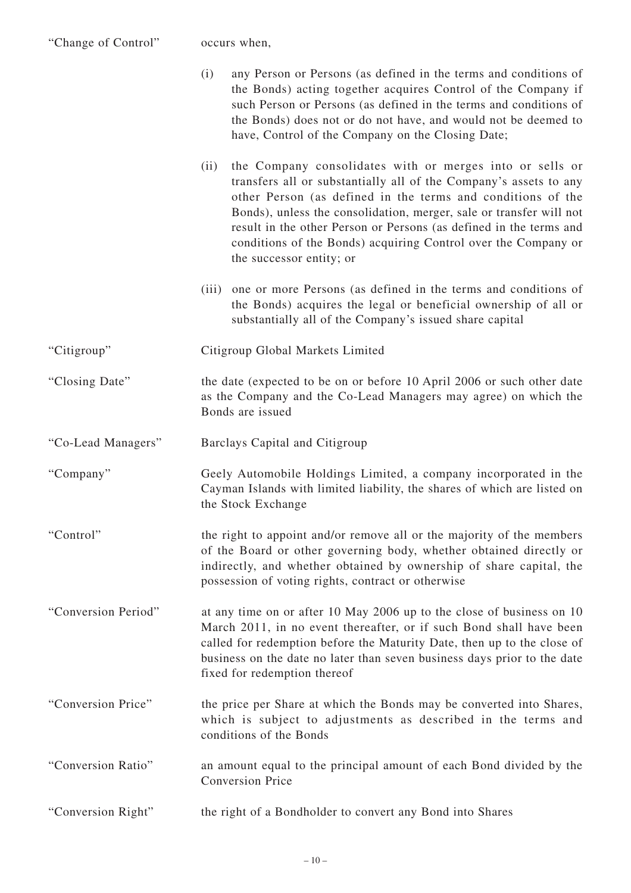| | |
|---|---|
| "Change of Control" | occurs when,<br><br>(i) any Person or Persons (as defined in the terms and conditions of the Bonds) acting together acquires Control of the Company if such Person or Persons (as defined in the terms and conditions of the Bonds) does not or do not have, and would not be deemed to have, Control of the Company on the Closing Date;<br><br>(ii) the Company consolidates with or merges into or sells or transfers all or substantially all of the Company's assets to any other Person (as defined in the terms and conditions of the Bonds), unless the consolidation, merger, sale or transfer will not result in the other Person or Persons (as defined in the terms and conditions of the Bonds) acquiring Control over the Company or the successor entity; or<br><br>(iii) one or more Persons (as defined in the terms and conditions of the Bonds) acquires the legal or beneficial ownership of all or substantially all of the Company's issued share capital |
| "Citigroup" | Citigroup Global Markets Limited |
| "Closing Date" | the date (expected to be on or before 10 April 2006 or such other date as the Company and the Co-Lead Managers may agree) on which the Bonds are issued |
| "Co-Lead Managers" | Barclays Capital and Citigroup |
| "Company" | Geely Automobile Holdings Limited, a company incorporated in the Cayman Islands with limited liability, the shares of which are listed on the Stock Exchange |
| "Control" | the right to appoint and/or remove all or the majority of the members of the Board or other governing body, whether obtained directly or indirectly, and whether obtained by ownership of share capital, the possession of voting rights, contract or otherwise |
| "Conversion Period" | at any time on or after 10 May 2006 up to the close of business on 10 March 2011, in no event thereafter, or if such Bond shall have been called for redemption before the Maturity Date, then up to the close of business on the date no later than seven business days prior to the date fixed for redemption thereof |
| "Conversion Price" | the price per Share at which the Bonds may be converted into Shares, which is subject to adjustments as described in the terms and conditions of the Bonds |
| "Conversion Ratio" | an amount equal to the principal amount of each Bond divided by the Conversion Price |
| "Conversion Right" | the right of a Bondholder to convert any Bond into Shares |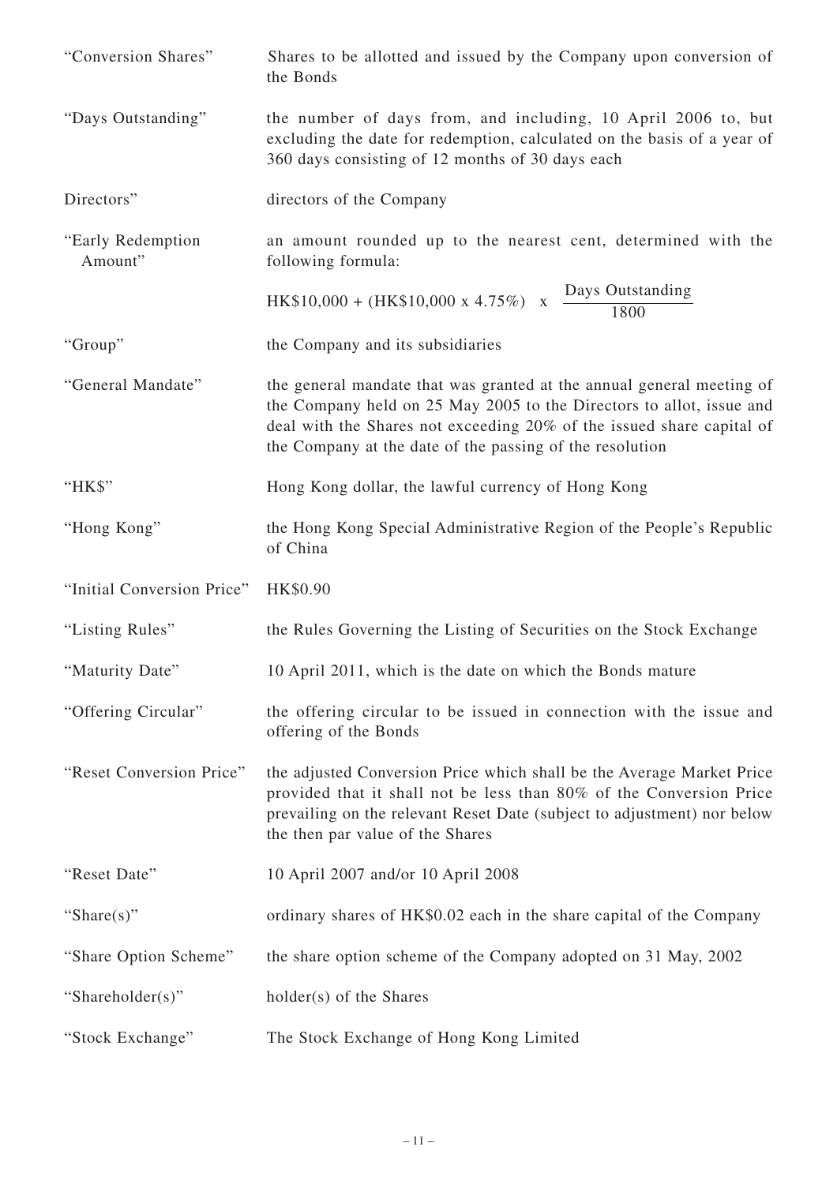| | |
|---|---|
| "Conversion Shares" | Shares to be allotted and issued by the Company upon conversion of the Bonds |
| "Days Outstanding" | the number of days from, and including, 10 April 2006 to, but excluding the date for redemption, calculated on the basis of a year of 360 days consisting of 12 months of 30 days each |
| Directors" | directors of the Company |
| "Early Redemption Amount" | an amount rounded up to the nearest cent, determined with the following formula: $\text{HK\$10,000} + (\text{HK\$10,000} \times 4.75\%) \times \frac{\text{Days Outstanding}}{1800}$ |
| "Group" | the Company and its subsidiaries |
| "General Mandate" | the general mandate that was granted at the annual general meeting of the Company held on 25 May 2005 to the Directors to allot, issue and deal with the Shares not exceeding 20% of the issued share capital of the Company at the date of the passing of the resolution |
| "HK$" | Hong Kong dollar, the lawful currency of Hong Kong |
| "Hong Kong" | the Hong Kong Special Administrative Region of the People's Republic of China |
| "Initial Conversion Price" | HK$0.90 |
| "Listing Rules" | the Rules Governing the Listing of Securities on the Stock Exchange |
| "Maturity Date" | 10 April 2011, which is the date on which the Bonds mature |
| "Offering Circular" | the offering circular to be issued in connection with the issue and offering of the Bonds |
| "Reset Conversion Price" | the adjusted Conversion Price which shall be the Average Market Price provided that it shall not be less than 80% of the Conversion Price prevailing on the relevant Reset Date (subject to adjustment) nor below the then par value of the Shares |
| "Reset Date" | 10 April 2007 and/or 10 April 2008 |
| "Share(s)" | ordinary shares of HK$0.02 each in the share capital of the Company |
| "Share Option Scheme" | the share option scheme of the Company adopted on 31 May, 2002 |
| "Shareholder(s)" | holder(s) of the Shares |
| "Stock Exchange" | The Stock Exchange of Hong Kong Limited |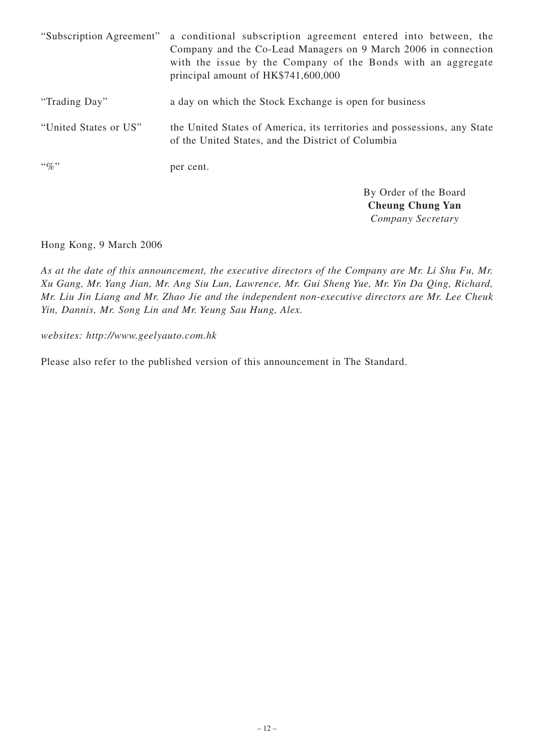| | |
|---|---|
| "Subscription Agreement" | a conditional subscription agreement entered into between, the Company and the Co-Lead Managers on 9 March 2006 in connection with the issue by the Company of the Bonds with an aggregate principal amount of HK$741,600,000 |
| "Trading Day" | a day on which the Stock Exchange is open for business |
| "United States or US" | the United States of America, its territories and possessions, any State of the United States, and the District of Columbia |
| "%" | per cent. |

By Order of the Board
**Cheung Chung Yan**
*Company Secretary*

Hong Kong, 9 March 2006

*As at the date of this announcement, the executive directors of the Company are Mr. Li Shu Fu, Mr. Xu Gang, Mr. Yang Jian, Mr. Ang Siu Lun, Lawrence, Mr. Gui Sheng Yue, Mr. Yin Da Qing, Richard, Mr. Liu Jin Liang and Mr. Zhao Jie and the independent non-executive directors are Mr. Lee Cheuk Yin, Dannis, Mr. Song Lin and Mr. Yeung Sau Hung, Alex.*

*websites: http://www.geelyauto.com.hk*

Please also refer to the published version of this announcement in The Standard.